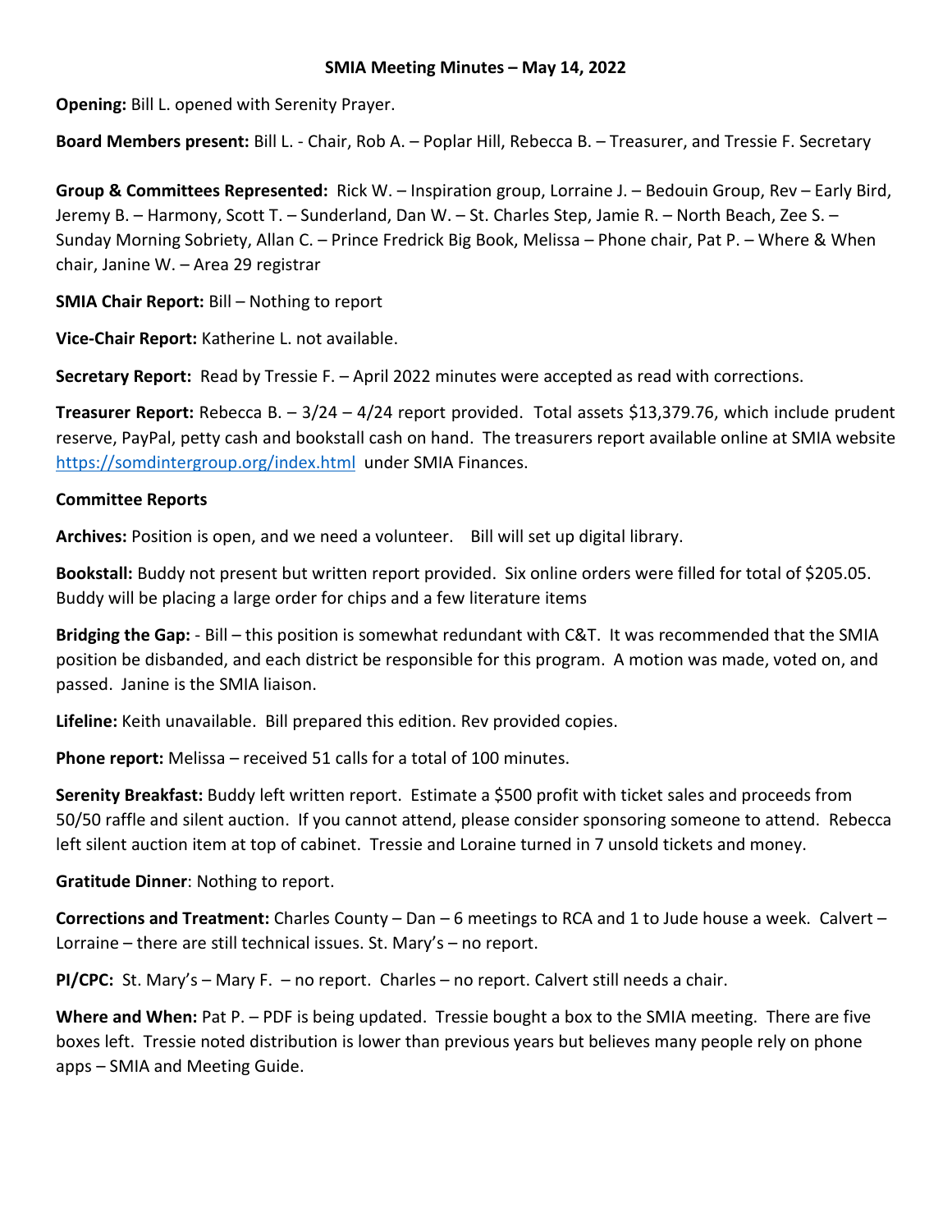# SMIA Meeting Minutes – May 14, 2022

**Opening:** Bill L. opened with Serenity Prayer.

**Board Members present:** Bill L. - Chair, Rob A. – Poplar Hill, Rebecca B. – Treasurer, and Tressie F. Secretary

**Group & Committees Represented:** Rick W. – Inspiration group, Lorraine J. – Bedouin Group, Rev – Early Bird, Jeremy B. – Harmony, Scott T. – Sunderland, Dan W. – St. Charles Step, Jamie R. – North Beach, Zee S. – Sunday Morning Sobriety, Allan C. – Prince Fredrick Big Book, Melissa – Phone chair, Pat P. – Where & When chair, Janine W. – Area 29 registrar

**SMIA Chair Report:** Bill – Nothing to report

**Vice-Chair Report:** Katherine L. not available.

**Secretary Report:** Read by Tressie F. – April 2022 minutes were accepted as read with corrections.

**Treasurer Report:** Rebecca B. – 3/24 – 4/24 report provided. Total assets $13,379.76, which include prudent reserve, PayPal, petty cash and bookstall cash on hand. The treasurers report available online at SMIA website https://somdintergroup.org/index.html under SMIA Finances.

**Committee Reports**

**Archives:** Position is open, and we need a volunteer. Bill will set up digital library.

**Bookstall:** Buddy not present but written report provided. Six online orders were filled for total of $205.05. Buddy will be placing a large order for chips and a few literature items

**Bridging the Gap:** - Bill – this position is somewhat redundant with C&T. It was recommended that the SMIA position be disbanded, and each district be responsible for this program. A motion was made, voted on, and passed. Janine is the SMIA liaison.

**Lifeline:** Keith unavailable. Bill prepared this edition. Rev provided copies.

**Phone report:** Melissa – received 51 calls for a total of 100 minutes.

**Serenity Breakfast:** Buddy left written report. Estimate a $500 profit with ticket sales and proceeds from 50/50 raffle and silent auction. If you cannot attend, please consider sponsoring someone to attend. Rebecca left silent auction item at top of cabinet. Tressie and Loraine turned in 7 unsold tickets and money.

**Gratitude Dinner**: Nothing to report.

**Corrections and Treatment:** Charles County – Dan – 6 meetings to RCA and 1 to Jude house a week. Calvert – Lorraine – there are still technical issues. St. Mary's – no report.

**PI/CPC:** St. Mary's – Mary F. – no report. Charles – no report. Calvert still needs a chair.

**Where and When:** Pat P. – PDF is being updated. Tressie bought a box to the SMIA meeting. There are five boxes left. Tressie noted distribution is lower than previous years but believes many people rely on phone apps – SMIA and Meeting Guide.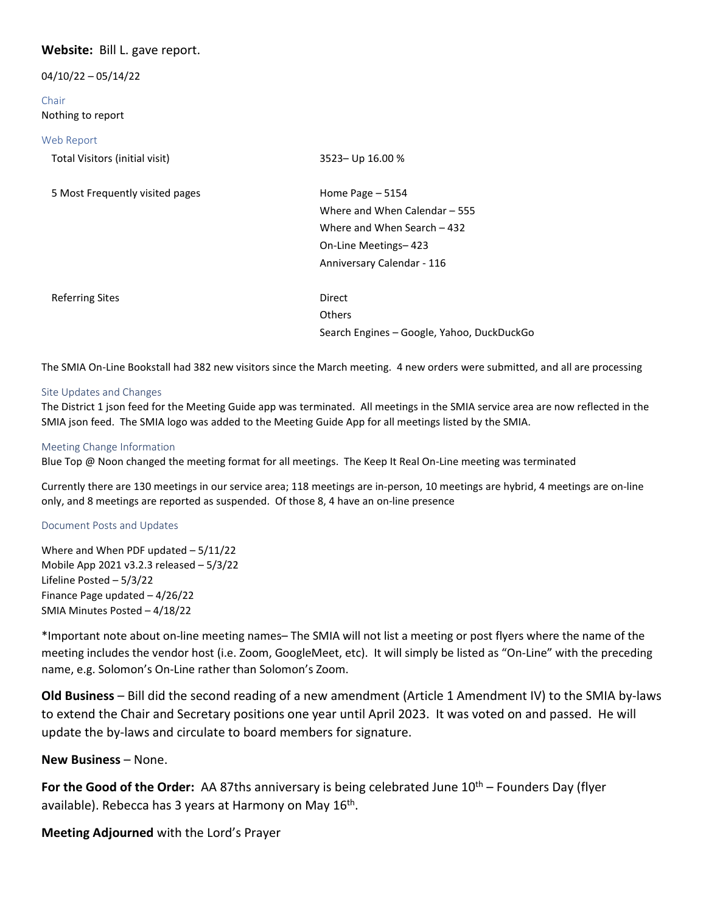**Website:** Bill L. gave report.

04/10/22 – 05/14/22

### Chair

Nothing to report

### Web Report

| | |
|---|---|
| Total Visitors (initial visit) | 3523– Up 16.00 % |
| 5 Most Frequently visited pages | Home Page – 5154<br>Where and When Calendar – 555<br>Where and When Search – 432<br>On-Line Meetings– 423<br>Anniversary Calendar - 116 |
| Referring Sites | Direct<br>Others<br>Search Engines – Google, Yahoo, DuckDuckGo |

The SMIA On-Line Bookstall had 382 new visitors since the March meeting. 4 new orders were submitted, and all are processing

### Site Updates and Changes

The District 1 json feed for the Meeting Guide app was terminated. All meetings in the SMIA service area are now reflected in the SMIA json feed. The SMIA logo was added to the Meeting Guide App for all meetings listed by the SMIA.

### Meeting Change Information

Blue Top @ Noon changed the meeting format for all meetings. The Keep It Real On-Line meeting was terminated

Currently there are 130 meetings in our service area; 118 meetings are in-person, 10 meetings are hybrid, 4 meetings are on-line only, and 8 meetings are reported as suspended. Of those 8, 4 have an on-line presence

### Document Posts and Updates

Where and When PDF updated – 5/11/22
Mobile App 2021 v3.2.3 released – 5/3/22
Lifeline Posted – 5/3/22
Finance Page updated – 4/26/22
SMIA Minutes Posted – 4/18/22

*Important note about on-line meeting names– The SMIA will not list a meeting or post flyers where the name of the meeting includes the vendor host (i.e. Zoom, GoogleMeet, etc). It will simply be listed as "On-Line" with the preceding name, e.g. Solomon's On-Line rather than Solomon's Zoom.

**Old Business** – Bill did the second reading of a new amendment (Article 1 Amendment IV) to the SMIA by-laws to extend the Chair and Secretary positions one year until April 2023. It was voted on and passed. He will update the by-laws and circulate to board members for signature.

**New Business** – None.

**For the Good of the Order:** AA 87ths anniversary is being celebrated June 10th – Founders Day (flyer available). Rebecca has 3 years at Harmony on May 16th.

**Meeting Adjourned** with the Lord's Prayer